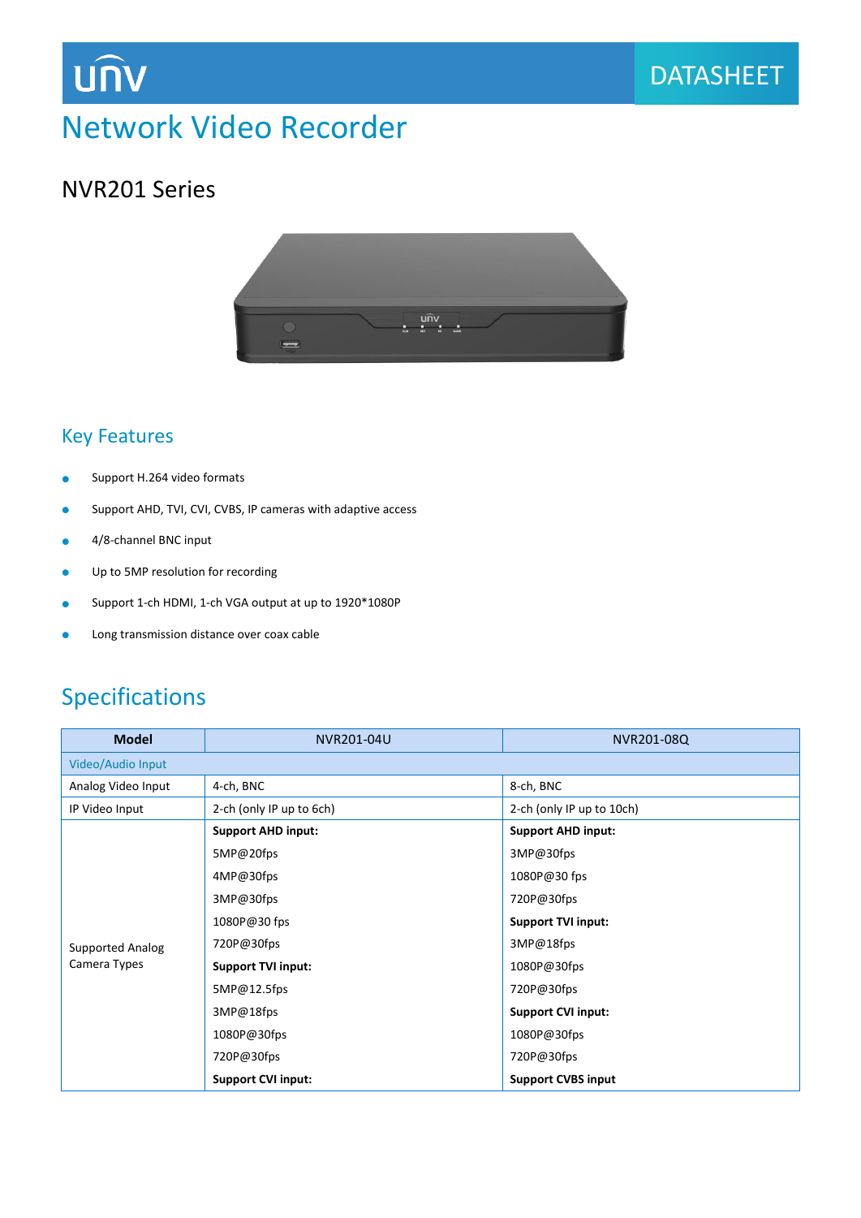# Network Video Recorder

## NVR201 Series

### Key Features

- Support H.264 video formats
- Support AHD, TVI, CVI, CVBS, IP cameras with adaptive access
- 4/8-channel BNC input
- Up to 5MP resolution for recording
- Support 1-ch HDMI, 1-ch VGA output at up to 1920*1080P
- Long transmission distance over coax cable

## Specifications

| Model | NVR201-04U | NVR201-08Q |
|---|---|---|
| Video/Audio Input | | |
| Analog Video Input | 4-ch, BNC | 8-ch, BNC |
| IP Video Input | 2-ch (only IP up to 6ch) | 2-ch (only IP up to 10ch) |
| Supported Analog Camera Types | **Support AHD input:**<br>5MP@20fps<br>4MP@30fps<br>3MP@30fps<br>1080P@30 fps<br>720P@30fps<br>**Support TVI input:**<br>5MP@12.5fps<br>3MP@18fps<br>1080P@30fps<br>720P@30fps<br>**Support CVI input:** | **Support AHD input:**<br>3MP@30fps<br>1080P@30 fps<br>720P@30fps<br>**Support TVI input:**<br>3MP@18fps<br>1080P@30fps<br>720P@30fps<br>**Support CVI input:**<br>1080P@30fps<br>720P@30fps<br>**Support CVBS input** |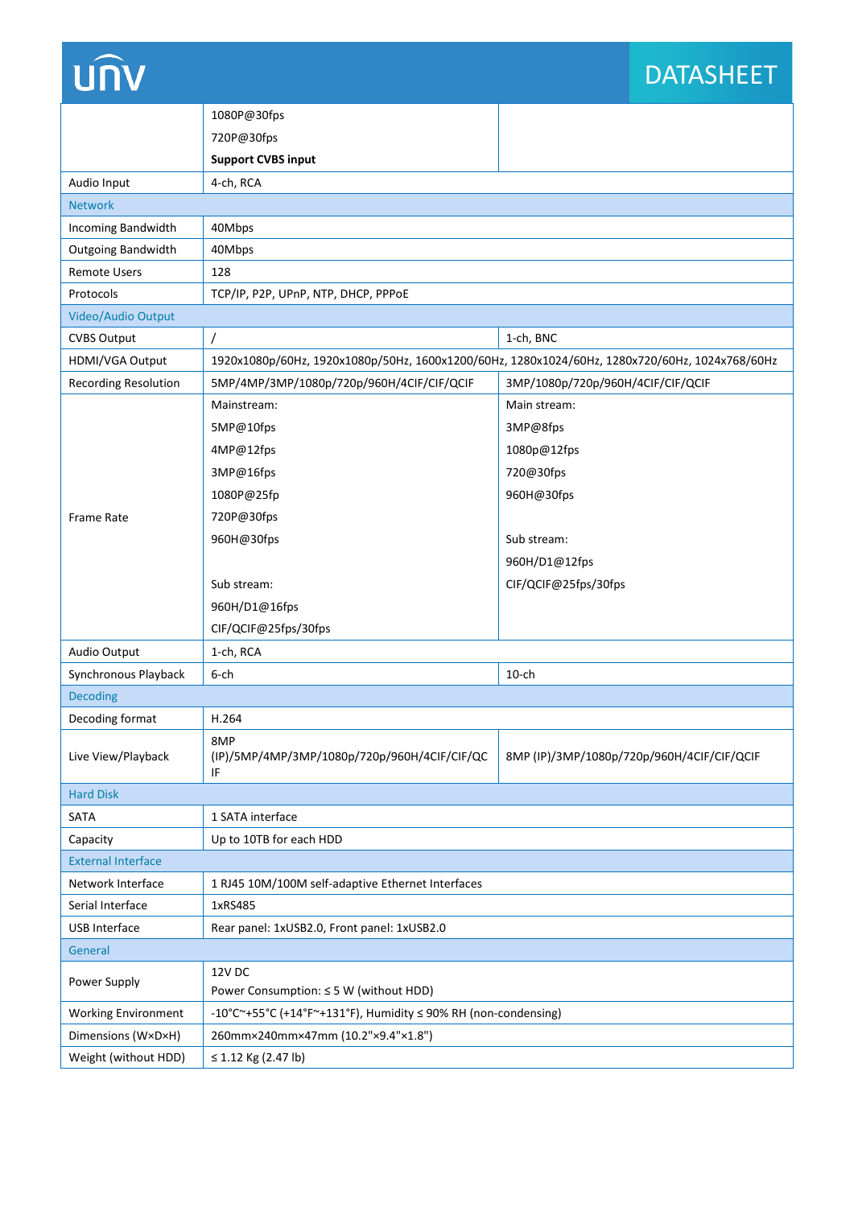| | | |
|---|---|---|
| | 1080P@30fps<br>720P@30fps<br>**Support CVBS input** | |
| Audio Input | 4-ch, RCA | |
| Network | | |
| Incoming Bandwidth | 40Mbps | |
| Outgoing Bandwidth | 40Mbps | |
| Remote Users | 128 | |
| Protocols | TCP/IP, P2P, UPnP, NTP, DHCP, PPPoE | |
| Video/Audio Output | | |
| CVBS Output | / | 1-ch, BNC |
| HDMI/VGA Output | 1920x1080p/60Hz, 1920x1080p/50Hz, 1600x1200/60Hz, 1280x1024/60Hz, 1280x720/60Hz, 1024x768/60Hz | |
| Recording Resolution | 5MP/4MP/3MP/1080p/720p/960H/4CIF/CIF/QCIF | 3MP/1080p/720p/960H/4CIF/CIF/QCIF |
| Frame Rate | Mainstream:<br>5MP@10fps<br>4MP@12fps<br>3MP@16fps<br>1080P@25fp<br>720P@30fps<br>960H@30fps<br><br>Sub stream:<br>960H/D1@16fps<br>CIF/QCIF@25fps/30fps | Main stream:<br>3MP@8fps<br>1080p@12fps<br>720@30fps<br>960H@30fps<br><br>Sub stream:<br>960H/D1@12fps<br>CIF/QCIF@25fps/30fps |
| Audio Output | 1-ch, RCA | |
| Synchronous Playback | 6-ch | 10-ch |
| Decoding | | |
| Decoding format | H.264 | |
| Live View/Playback | 8MP (IP)/5MP/4MP/3MP/1080p/720p/960H/4CIF/CIF/QCIF | 8MP (IP)/3MP/1080p/720p/960H/4CIF/CIF/QCIF |
| Hard Disk | | |
| SATA | 1 SATA interface | |
| Capacity | Up to 10TB for each HDD | |
| External Interface | | |
| Network Interface | 1 RJ45 10M/100M self-adaptive Ethernet Interfaces | |
| Serial Interface | 1xRS485 | |
| USB Interface | Rear panel: 1xUSB2.0, Front panel: 1xUSB2.0 | |
| General | | |
| Power Supply | 12V DC<br>Power Consumption: ≤ 5 W (without HDD) | |
| Working Environment | -10°C~+55°C (+14°F~+131°F), Humidity ≤ 90% RH (non-condensing) | |
| Dimensions (W×D×H) | 260mm×240mm×47mm (10.2"×9.4"×1.8") | |
| Weight (without HDD) | ≤ 1.12 Kg (2.47 lb) | |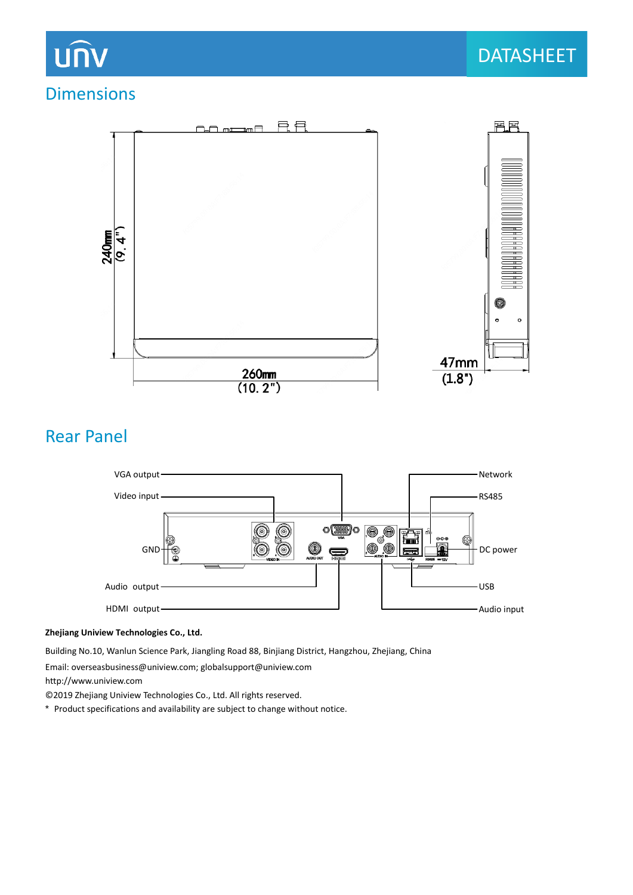## Dimensions

240mm
(9.4")

260mm
(10.2")

47mm
(1.8")

## Rear Panel

VGA output

Video input

GND

Audio output

HDMI output

Network

RS485

DC power

USB

Audio input

**Zhejiang Uniview Technologies Co., Ltd.**

Building No.10, Wanlun Science Park, Jiangling Road 88, Binjiang District, Hangzhou, Zhejiang, China

Email: overseasbusiness@uniview.com; globalsupport@uniview.com

http://www.uniview.com

©2019 Zhejiang Uniview Technologies Co., Ltd. All rights reserved.

* Product specifications and availability are subject to change without notice.